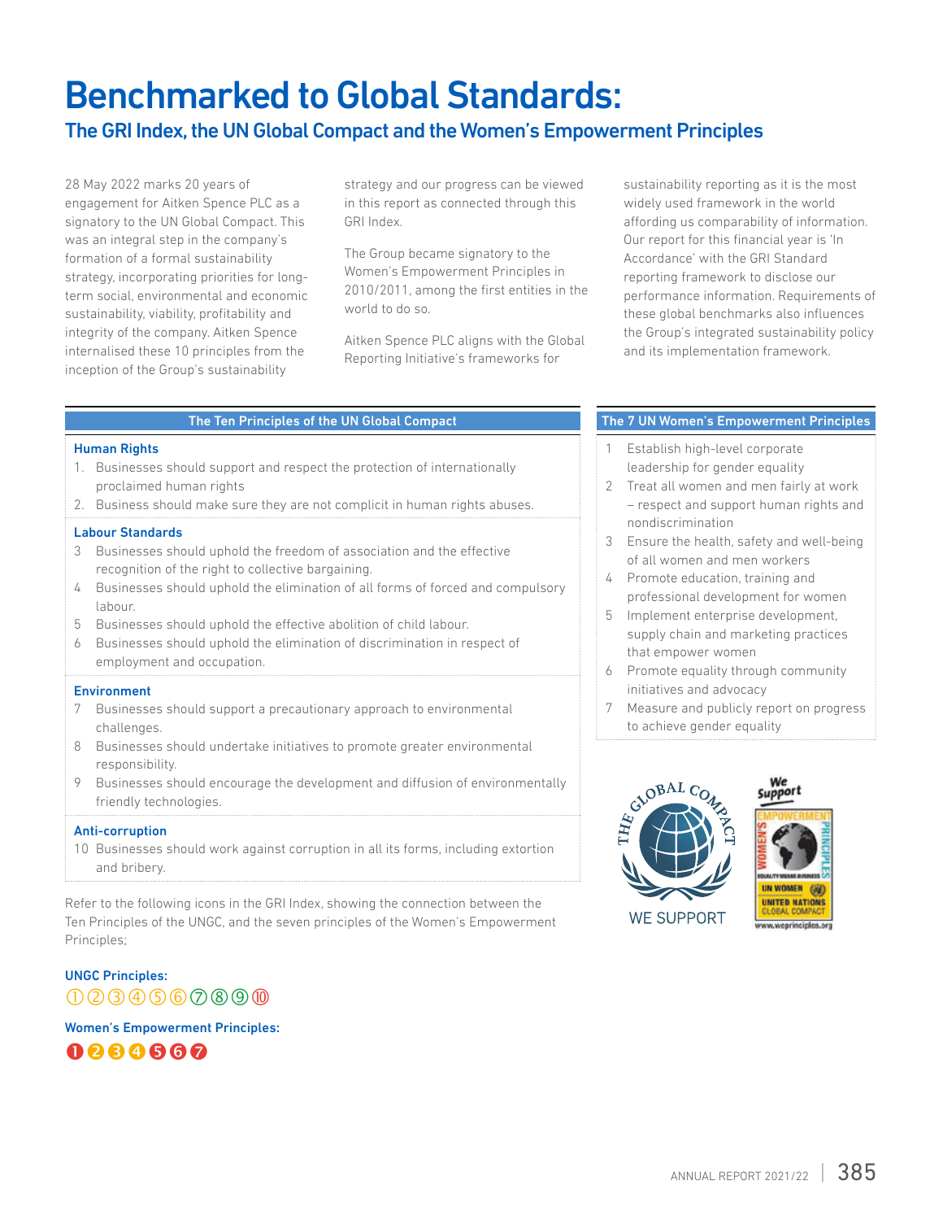# Benchmarked to Global Standards:

## The GRI Index, the UN Global Compact and the Women's Empowerment Principles

28 May 2022 marks 20 years of engagement for Aitken Spence PLC as a signatory to the UN Global Compact. This was an integral step in the company's formation of a formal sustainability strategy, incorporating priorities for long-term social, environmental and economic sustainability, viability, profitability and integrity of the company. Aitken Spence internalised these 10 principles from the inception of the Group's sustainability strategy and our progress can be viewed in this report as connected through this GRI Index.

The Group became signatory to the Women's Empowerment Principles in 2010/2011, among the first entities in the world to do so.

Aitken Spence PLC aligns with the Global Reporting Initiative's frameworks for sustainability reporting as it is the most widely used framework in the world affording us comparability of information. Our report for this financial year is 'In Accordance' with the GRI Standard reporting framework to disclose our performance information. Requirements of these global benchmarks also influences the Group's integrated sustainability policy and its implementation framework.

### The Ten Principles of the UN Global Compact

**Human Rights**

1. Businesses should support and respect the protection of internationally proclaimed human rights
2. Business should make sure they are not complicit in human rights abuses.

**Labour Standards**

3. Businesses should uphold the freedom of association and the effective recognition of the right to collective bargaining.
4. Businesses should uphold the elimination of all forms of forced and compulsory labour.
5. Businesses should uphold the effective abolition of child labour.
6. Businesses should uphold the elimination of discrimination in respect of employment and occupation.

**Environment**

7. Businesses should support a precautionary approach to environmental challenges.
8. Businesses should undertake initiatives to promote greater environmental responsibility.
9. Businesses should encourage the development and diffusion of environmentally friendly technologies.

**Anti-corruption**

10. Businesses should work against corruption in all its forms, including extortion and bribery.

### The 7 UN Women's Empowerment Principles

1. Establish high-level corporate leadership for gender equality
2. Treat all women and men fairly at work – respect and support human rights and nondiscrimination
3. Ensure the health, safety and well-being of all women and men workers
4. Promote education, training and professional development for women
5. Implement enterprise development, supply chain and marketing practices that empower women
6. Promote equality through community initiatives and advocacy
7. Measure and publicly report on progress to achieve gender equality

Refer to the following icons in the GRI Index, showing the connection between the Ten Principles of the UNGC, and the seven principles of the Women's Empowerment Principles;

**UNGC Principles:**

① ② ③ ④ ⑤ ⑥ ⑦ ⑧ ⑨ ⑩

**Women's Empowerment Principles:**

❶ ❷ ❸ ❹ ❺ ❻ ❼

WE SUPPORT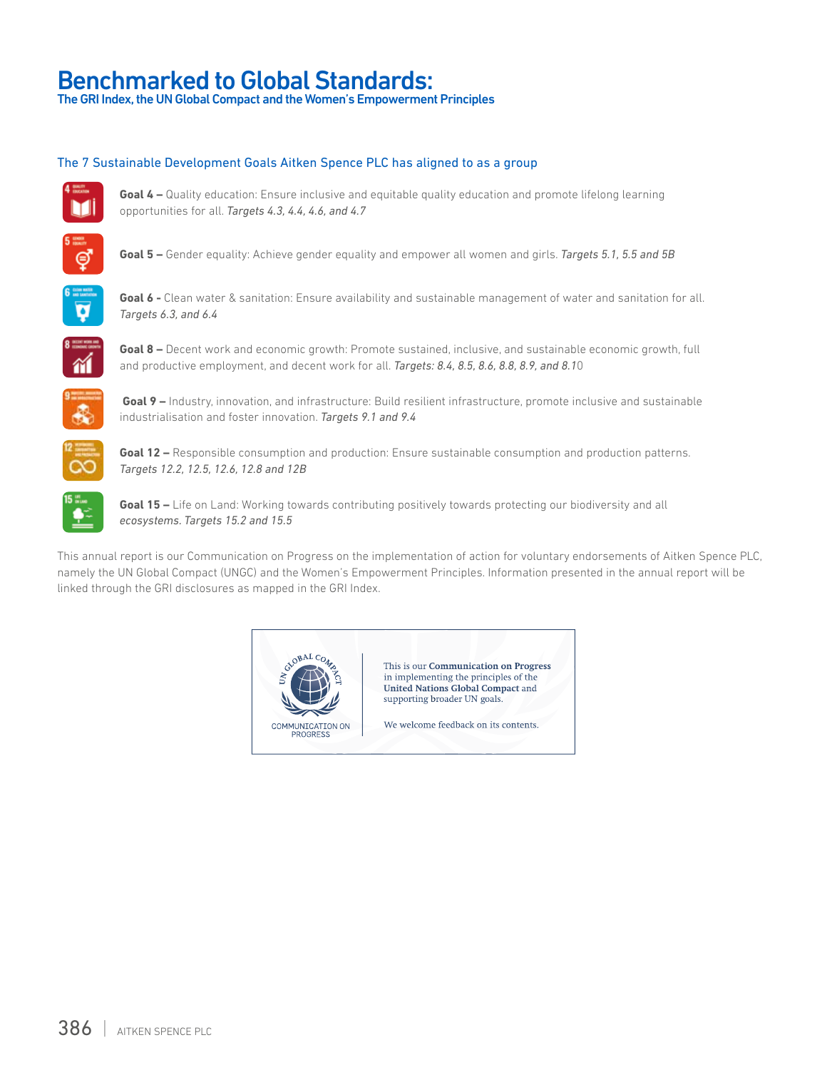# Benchmarked to Global Standards:

## The GRI Index, the UN Global Compact and the Women's Empowerment Principles

### The 7 Sustainable Development Goals Aitken Spence PLC has aligned to as a group

**Goal 4 –** Quality education: Ensure inclusive and equitable quality education and promote lifelong learning opportunities for all. *Targets 4.3, 4.4, 4.6, and 4.7*

**Goal 5 –** Gender equality: Achieve gender equality and empower all women and girls. *Targets 5.1, 5.5 and 5B*

**Goal 6 -** Clean water & sanitation: Ensure availability and sustainable management of water and sanitation for all. *Targets 6.3, and 6.4*

**Goal 8 –** Decent work and economic growth: Promote sustained, inclusive, and sustainable economic growth, full and productive employment, and decent work for all. *Targets: 8.4, 8.5, 8.6, 8.8, 8.9, and 8.10*

**Goal 9 –** Industry, innovation, and infrastructure: Build resilient infrastructure, promote inclusive and sustainable industrialisation and foster innovation. *Targets 9.1 and 9.4*

**Goal 12 –** Responsible consumption and production: Ensure sustainable consumption and production patterns. *Targets 12.2, 12.5, 12.6, 12.8 and 12B*

**Goal 15 –** Life on Land: Working towards contributing positively towards protecting our biodiversity and all *ecosystems. Targets 15.2 and 15.5*

This annual report is our Communication on Progress on the implementation of action for voluntary endorsements of Aitken Spence PLC, namely the UN Global Compact (UNGC) and the Women's Empowerment Principles. Information presented in the annual report will be linked through the GRI disclosures as mapped in the GRI Index.

UN GLOBAL COMPACT

COMMUNICATION ON PROGRESS

This is our **Communication on Progress** in implementing the principles of the **United Nations Global Compact** and supporting broader UN goals.

We welcome feedback on its contents.